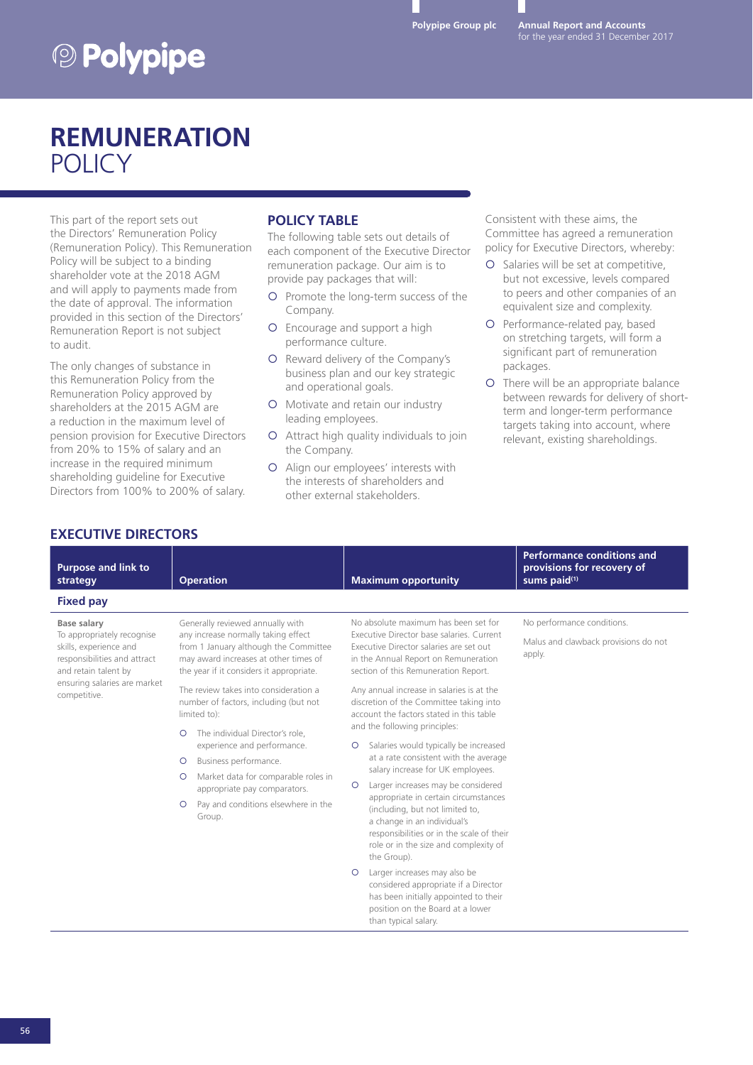# REMUNERATION POLICY

This part of the report sets out the Directors' Remuneration Policy (Remuneration Policy). This Remuneration Policy will be subject to a binding shareholder vote at the 2018 AGM and will apply to payments made from the date of approval. The information provided in this section of the Directors' Remuneration Report is not subject to audit.

The only changes of substance in this Remuneration Policy from the Remuneration Policy approved by shareholders at the 2015 AGM are a reduction in the maximum level of pension provision for Executive Directors from 20% to 15% of salary and an increase in the required minimum shareholding guideline for Executive Directors from 100% to 200% of salary.

## POLICY TABLE

The following table sets out details of each component of the Executive Director remuneration package. Our aim is to provide pay packages that will:

- Promote the long-term success of the Company.
- Encourage and support a high performance culture.
- Reward delivery of the Company's business plan and our key strategic and operational goals.
- Motivate and retain our industry leading employees.
- Attract high quality individuals to join the Company.
- Align our employees' interests with the interests of shareholders and other external stakeholders.

Consistent with these aims, the Committee has agreed a remuneration policy for Executive Directors, whereby:

- Salaries will be set at competitive, but not excessive, levels compared to peers and other companies of an equivalent size and complexity.
- Performance-related pay, based on stretching targets, will form a significant part of remuneration packages.
- There will be an appropriate balance between rewards for delivery of short-term and longer-term performance targets taking into account, where relevant, existing shareholdings.

## EXECUTIVE DIRECTORS

| Purpose and link to strategy | Operation | Maximum opportunity | Performance conditions and provisions for recovery of sums paid[1] |
|---|---|---|---|
| **Fixed pay** | | | |
| **Base salary**<br>To appropriately recognise skills, experience and responsibilities and attract and retain talent by ensuring salaries are market competitive. | Generally reviewed annually with any increase normally taking effect from 1 January although the Committee may award increases at other times of the year if it considers it appropriate.<br><br>The review takes into consideration a number of factors, including (but not limited to):<br>- The individual Director's role, experience and performance.<br>- Business performance.<br>- Market data for comparable roles in appropriate pay comparators.<br>- Pay and conditions elsewhere in the Group. | No absolute maximum has been set for Executive Director base salaries. Current Executive Director salaries are set out in the Annual Report on Remuneration section of this Remuneration Report.<br><br>Any annual increase in salaries is at the discretion of the Committee taking into account the factors stated in this table and the following principles:<br>- Salaries would typically be increased at a rate consistent with the average salary increase for UK employees.<br>- Larger increases may be considered appropriate in certain circumstances (including, but not limited to, a change in an individual's responsibilities or in the scale of their role or in the size and complexity of the Group).<br>- Larger increases may also be considered appropriate if a Director has been initially appointed to their position on the Board at a lower than typical salary. | No performance conditions.<br><br>Malus and clawback provisions do not apply. |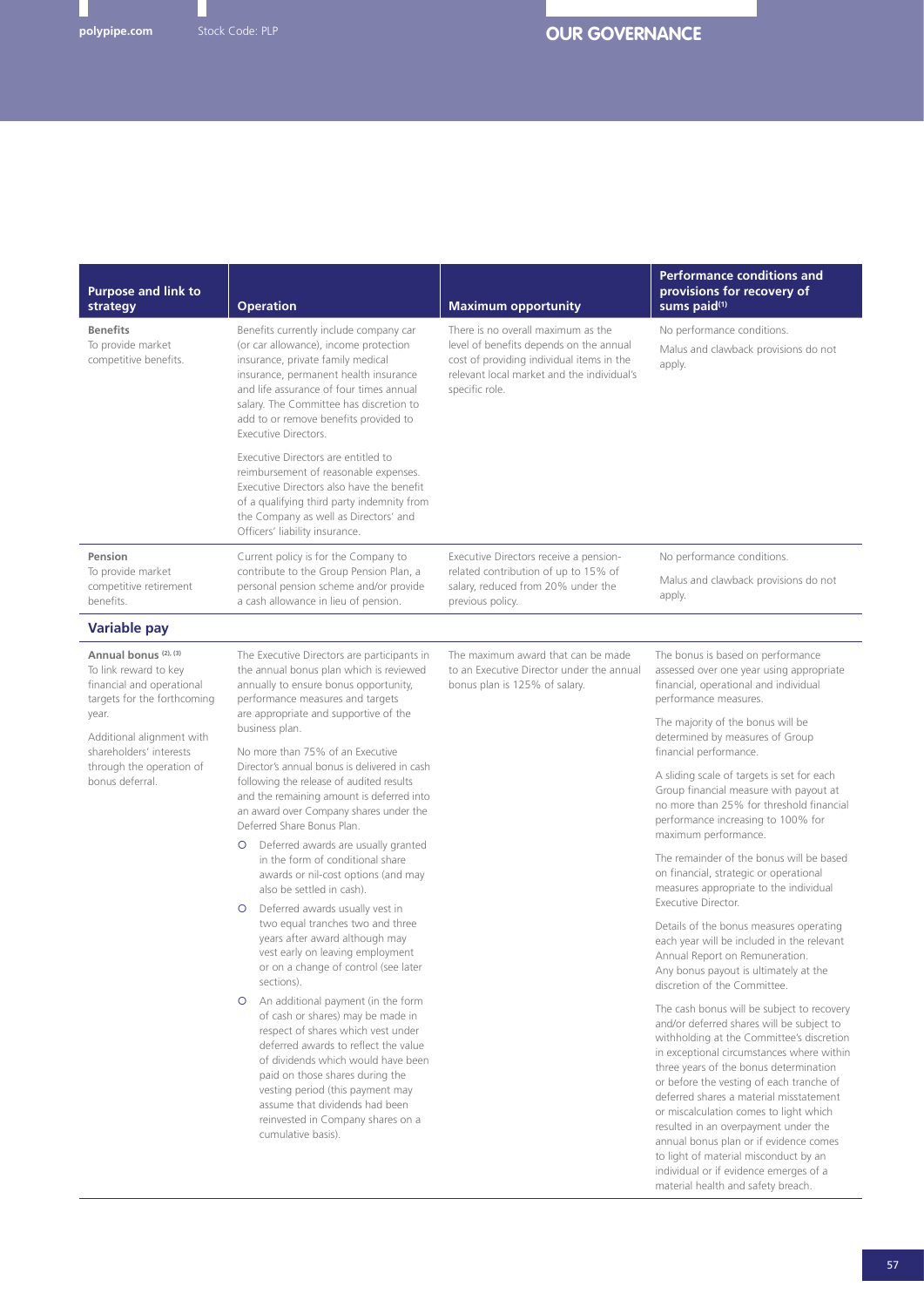## OUR GOVERNANCE

| Purpose and link to strategy | Operation | Maximum opportunity | Performance conditions and provisions for recovery of sums paid[1] |
|---|---|---|---|
| **Benefits**<br>To provide market competitive benefits. | Benefits currently include company car (or car allowance), income protection insurance, private family medical insurance, permanent health insurance and life assurance of four times annual salary. The Committee has discretion to add to or remove benefits provided to Executive Directors.<br><br>Executive Directors are entitled to reimbursement of reasonable expenses. Executive Directors also have the benefit of a qualifying third party indemnity from the Company as well as Directors' and Officers' liability insurance. | There is no overall maximum as the level of benefits depends on the annual cost of providing individual items in the relevant local market and the individual's specific role. | No performance conditions.<br><br>Malus and clawback provisions do not apply. |
| **Pension**<br>To provide market competitive retirement benefits. | Current policy is for the Company to contribute to the Group Pension Plan, a personal pension scheme and/or provide a cash allowance in lieu of pension. | Executive Directors receive a pension-related contribution of up to 15% of salary, reduced from 20% under the previous policy. | No performance conditions.<br><br>Malus and clawback provisions do not apply. |
| **Variable pay** | | | |
| **Annual bonus [2], [3]**<br>To link reward to key financial and operational targets for the forthcoming year.<br><br>Additional alignment with shareholders' interests through the operation of bonus deferral. | The Executive Directors are participants in the annual bonus plan which is reviewed annually to ensure bonus opportunity, performance measures and targets are appropriate and supportive of the business plan.<br><br>No more than 75% of an Executive Director's annual bonus is delivered in cash following the release of audited results and the remaining amount is deferred into an award over Company shares under the Deferred Share Bonus Plan.<br><br>○ Deferred awards are usually granted in the form of conditional share awards or nil-cost options (and may also be settled in cash).<br><br>○ Deferred awards usually vest in two equal tranches two and three years after award although may vest early on leaving employment or on a change of control (see later sections).<br><br>○ An additional payment (in the form of cash or shares) may be made in respect of shares which vest under deferred awards to reflect the value of dividends which would have been paid on those shares during the vesting period (this payment may assume that dividends had been reinvested in Company shares on a cumulative basis). | The maximum award that can be made to an Executive Director under the annual bonus plan is 125% of salary. | The bonus is based on performance assessed over one year using appropriate financial, operational and individual performance measures.<br><br>The majority of the bonus will be determined by measures of Group financial performance.<br><br>A sliding scale of targets is set for each Group financial measure with payout at no more than 25% for threshold financial performance increasing to 100% for maximum performance.<br><br>The remainder of the bonus will be based on financial, strategic or operational measures appropriate to the individual Executive Director.<br><br>Details of the bonus measures operating each year will be included in the relevant Annual Report on Remuneration. Any bonus payout is ultimately at the discretion of the Committee.<br><br>The cash bonus will be subject to recovery and/or deferred shares will be subject to withholding at the Committee's discretion in exceptional circumstances where within three years of the bonus determination or before the vesting of each tranche of deferred shares a material misstatement or miscalculation comes to light which resulted in an overpayment under the annual bonus plan or if evidence comes to light of material misconduct by an individual or if evidence emerges of a material health and safety breach. |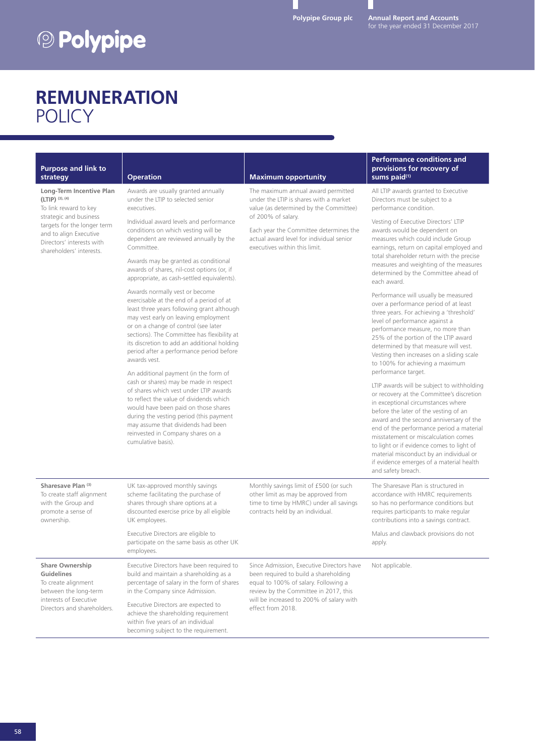# REMUNERATION POLICY

| Purpose and link to strategy | Operation | Maximum opportunity | Performance conditions and provisions for recovery of sums paid[1] |
|---|---|---|---|
| **Long-Term Incentive Plan (LTIP)** [3], [4]<br>To link reward to key strategic and business targets for the longer term and to align Executive Directors' interests with shareholders' interests. | Awards are usually granted annually under the LTIP to selected senior executives.<br><br>Individual award levels and performance conditions on which vesting will be dependent are reviewed annually by the Committee.<br><br>Awards may be granted as conditional awards of shares, nil-cost options (or, if appropriate, as cash-settled equivalents).<br><br>Awards normally vest or become exercisable at the end of a period of at least three years following grant although may vest early on leaving employment or on a change of control (see later sections). The Committee has flexibility at its discretion to add an additional holding period after a performance period before awards vest.<br><br>An additional payment (in the form of cash or shares) may be made in respect of shares which vest under LTIP awards to reflect the value of dividends which would have been paid on those shares during the vesting period (this payment may assume that dividends had been reinvested in Company shares on a cumulative basis). | The maximum annual award permitted under the LTIP is shares with a market value (as determined by the Committee) of 200% of salary.<br><br>Each year the Committee determines the actual award level for individual senior executives within this limit. | All LTIP awards granted to Executive Directors must be subject to a performance condition.<br><br>Vesting of Executive Directors' LTIP awards would be dependent on measures which could include Group earnings, return on capital employed and total shareholder return with the precise measures and weighting of the measures determined by the Committee ahead of each award.<br><br>Performance will usually be measured over a performance period of at least three years. For achieving a 'threshold' level of performance against a performance measure, no more than 25% of the portion of the LTIP award determined by that measure will vest. Vesting then increases on a sliding scale to 100% for achieving a maximum performance target.<br><br>LTIP awards will be subject to withholding or recovery at the Committee's discretion in exceptional circumstances where before the later of the vesting of an award and the second anniversary of the end of the performance period a material misstatement or miscalculation comes to light or if evidence comes to light of material misconduct by an individual or if evidence emerges of a material health and safety breach. |
| **Sharesave Plan** [3]<br>To create staff alignment with the Group and promote a sense of ownership. | UK tax-approved monthly savings scheme facilitating the purchase of shares through share options at a discounted exercise price by all eligible UK employees.<br><br>Executive Directors are eligible to participate on the same basis as other UK employees. | Monthly savings limit of £500 (or such other limit as may be approved from time to time by HMRC) under all savings contracts held by an individual. | The Sharesave Plan is structured in accordance with HMRC requirements so has no performance conditions but requires participants to make regular contributions into a savings contract.<br><br>Malus and clawback provisions do not apply. |
| **Share Ownership Guidelines**<br>To create alignment between the long-term interests of Executive Directors and shareholders. | Executive Directors have been required to build and maintain a shareholding as a percentage of salary in the form of shares in the Company since Admission.<br><br>Executive Directors are expected to achieve the shareholding requirement within five years of an individual becoming subject to the requirement. | Since Admission, Executive Directors have been required to build a shareholding equal to 100% of salary. Following a review by the Committee in 2017, this will be increased to 200% of salary with effect from 2018. | Not applicable. |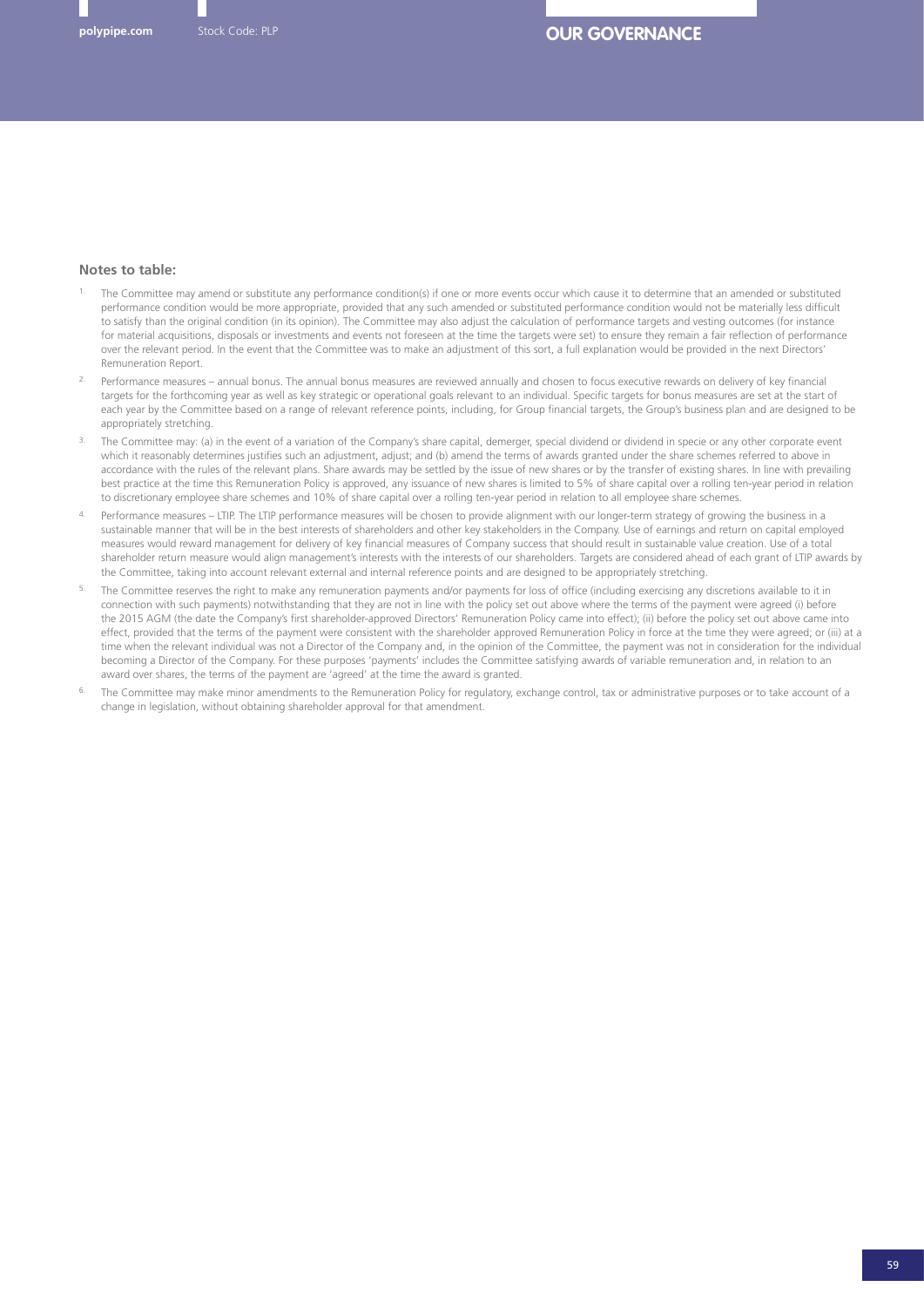**Notes to table:**

1. The Committee may amend or substitute any performance condition(s) if one or more events occur which cause it to determine that an amended or substituted performance condition would be more appropriate, provided that any such amended or substituted performance condition would not be materially less difficult to satisfy than the original condition (in its opinion). The Committee may also adjust the calculation of performance targets and vesting outcomes (for instance for material acquisitions, disposals or investments and events not foreseen at the time the targets were set) to ensure they remain a fair reflection of performance over the relevant period. In the event that the Committee was to make an adjustment of this sort, a full explanation would be provided in the next Directors' Remuneration Report.
2. Performance measures – annual bonus. The annual bonus measures are reviewed annually and chosen to focus executive rewards on delivery of key financial targets for the forthcoming year as well as key strategic or operational goals relevant to an individual. Specific targets for bonus measures are set at the start of each year by the Committee based on a range of relevant reference points, including, for Group financial targets, the Group's business plan and are designed to be appropriately stretching.
3. The Committee may: (a) in the event of a variation of the Company's share capital, demerger, special dividend or dividend in specie or any other corporate event which it reasonably determines justifies such an adjustment, adjust; and (b) amend the terms of awards granted under the share schemes referred to above in accordance with the rules of the relevant plans. Share awards may be settled by the issue of new shares or by the transfer of existing shares. In line with prevailing best practice at the time this Remuneration Policy is approved, any issuance of new shares is limited to 5% of share capital over a rolling ten-year period in relation to discretionary employee share schemes and 10% of share capital over a rolling ten-year period in relation to all employee share schemes.
4. Performance measures – LTIP. The LTIP performance measures will be chosen to provide alignment with our longer-term strategy of growing the business in a sustainable manner that will be in the best interests of shareholders and other key stakeholders in the Company. Use of earnings and return on capital employed measures would reward management for delivery of key financial measures of Company success that should result in sustainable value creation. Use of a total shareholder return measure would align management's interests with the interests of our shareholders. Targets are considered ahead of each grant of LTIP awards by the Committee, taking into account relevant external and internal reference points and are designed to be appropriately stretching.
5. The Committee reserves the right to make any remuneration payments and/or payments for loss of office (including exercising any discretions available to it in connection with such payments) notwithstanding that they are not in line with the policy set out above where the terms of the payment were agreed (i) before the 2015 AGM (the date the Company's first shareholder-approved Directors' Remuneration Policy came into effect); (ii) before the policy set out above came into effect, provided that the terms of the payment were consistent with the shareholder approved Remuneration Policy in force at the time they were agreed; or (iii) at a time when the relevant individual was not a Director of the Company and, in the opinion of the Committee, the payment was not in consideration for the individual becoming a Director of the Company. For these purposes 'payments' includes the Committee satisfying awards of variable remuneration and, in relation to an award over shares, the terms of the payment are 'agreed' at the time the award is granted.
6. The Committee may make minor amendments to the Remuneration Policy for regulatory, exchange control, tax or administrative purposes or to take account of a change in legislation, without obtaining shareholder approval for that amendment.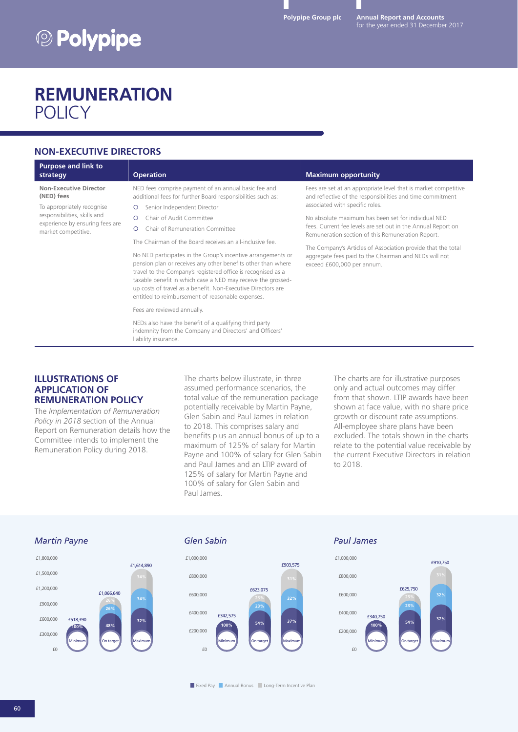# REMUNERATION POLICY

## NON-EXECUTIVE DIRECTORS

| Purpose and link to strategy | Operation | Maximum opportunity |
|---|---|---|
| **Non-Executive Director (NED) fees**<br><br>To appropriately recognise responsibilities, skills and experience by ensuring fees are market competitive. | NED fees comprise payment of an annual basic fee and additional fees for further Board responsibilities such as:<br>○ Senior Independent Director<br>○ Chair of Audit Committee<br>○ Chair of Remuneration Committee<br><br>The Chairman of the Board receives an all-inclusive fee.<br><br>No NED participates in the Group's incentive arrangements or pension plan or receives any other benefits other than where travel to the Company's registered office is recognised as a taxable benefit in which case a NED may receive the grossed-up costs of travel as a benefit. Non-Executive Directors are entitled to reimbursement of reasonable expenses.<br><br>Fees are reviewed annually.<br><br>NEDs also have the benefit of a qualifying third party indemnity from the Company and Directors' and Officers' liability insurance. | Fees are set at an appropriate level that is market competitive and reflective of the responsibilities and time commitment associated with specific roles.<br><br>No absolute maximum has been set for individual NED fees. Current fee levels are set out in the Annual Report on Remuneration section of this Remuneration Report.<br><br>The Company's Articles of Association provide that the total aggregate fees paid to the Chairman and NEDs will not exceed £600,000 per annum. |

## ILLUSTRATIONS OF APPLICATION OF REMUNERATION POLICY

The *Implementation of Remuneration Policy in 2018* section of the Annual Report on Remuneration details how the Committee intends to implement the Remuneration Policy during 2018.

The charts below illustrate, in three assumed performance scenarios, the total value of the remuneration package potentially receivable by Martin Payne, Glen Sabin and Paul James in relation to 2018. This comprises salary and benefits plus an annual bonus of up to a maximum of 125% of salary for Martin Payne and 100% of salary for Glen Sabin and Paul James and an LTIP award of 125% of salary for Martin Payne and 100% of salary for Glen Sabin and Paul James.

The charts are for illustrative purposes only and actual outcomes may differ from that shown. LTIP awards have been shown at face value, with no share price growth or discount rate assumptions. All-employee share plans have been excluded. The totals shown in the charts relate to the potential value receivable by the current Executive Directors in relation to 2018.

*Martin Payne*

| Scenario | Total | Fixed Pay | Annual Bonus | Long-Term Incentive Plan |
|---|---|---|---|---|
| Minimum | £518,390 | 100% | | |
| On target | £1,066,640 | 48% | 26% | 26% |
| Maximum | £1,614,890 | 32% | 34% | 34% |

*Glen Sabin*

| Scenario | Total | Fixed Pay | Annual Bonus | Long-Term Incentive Plan |
|---|---|---|---|---|
| Minimum | £342,575 | 100% | | |
| On target | £623,075 | 54% | 23% | 23% |
| Maximum | £903,575 | 37% | 32% | 31% |

*Paul James*

| Scenario | Total | Fixed Pay | Annual Bonus | Long-Term Incentive Plan |
|---|---|---|---|---|
| Minimum | £340,750 | 100% | | |
| On target | £625,750 | 54% | 23% | 23% |
| Maximum | £910,750 | 37% | 32% | 31% |

Fixed Pay | Annual Bonus | Long-Term Incentive Plan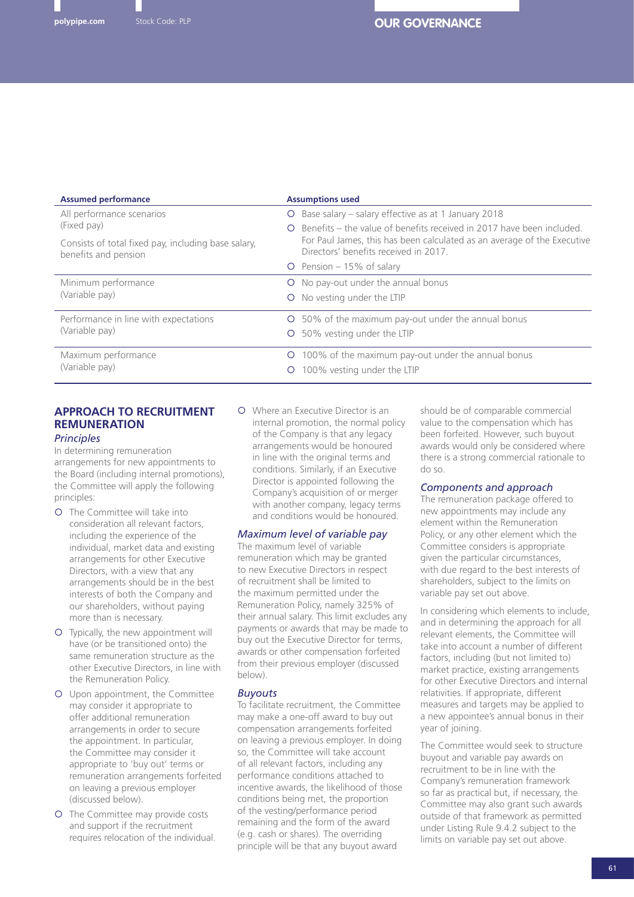| Assumed performance | Assumptions used |
|---|---|
| All performance scenarios (Fixed pay)<br><br>Consists of total fixed pay, including base salary, benefits and pension | Base salary – salary effective as at 1 January 2018<br>Benefits – the value of benefits received in 2017 have been included. For Paul James, this has been calculated as an average of the Executive Directors' benefits received in 2017.<br>Pension – 15% of salary |
| Minimum performance (Variable pay) | No pay-out under the annual bonus<br>No vesting under the LTIP |
| Performance in line with expectations (Variable pay) | 50% of the maximum pay-out under the annual bonus<br>50% vesting under the LTIP |
| Maximum performance (Variable pay) | 100% of the maximum pay-out under the annual bonus<br>100% vesting under the LTIP |

## APPROACH TO RECRUITMENT REMUNERATION

### *Principles*

In determining remuneration arrangements for new appointments to the Board (including internal promotions), the Committee will apply the following principles:

- The Committee will take into consideration all relevant factors, including the experience of the individual, market data and existing arrangements for other Executive Directors, with a view that any arrangements should be in the best interests of both the Company and our shareholders, without paying more than is necessary.
- Typically, the new appointment will have (or be transitioned onto) the same remuneration structure as the other Executive Directors, in line with the Remuneration Policy.
- Upon appointment, the Committee may consider it appropriate to offer additional remuneration arrangements in order to secure the appointment. In particular, the Committee may consider it appropriate to 'buy out' terms or remuneration arrangements forfeited on leaving a previous employer (discussed below).
- The Committee may provide costs and support if the recruitment requires relocation of the individual.
- Where an Executive Director is an internal promotion, the normal policy of the Company is that any legacy arrangements would be honoured in line with the original terms and conditions. Similarly, if an Executive Director is appointed following the Company's acquisition of or merger with another company, legacy terms and conditions would be honoured.

### *Maximum level of variable pay*

The maximum level of variable remuneration which may be granted to new Executive Directors in respect of recruitment shall be limited to the maximum permitted under the Remuneration Policy, namely 325% of their annual salary. This limit excludes any payments or awards that may be made to buy out the Executive Director for terms, awards or other compensation forfeited from their previous employer (discussed below).

### *Buyouts*

To facilitate recruitment, the Committee may make a one-off award to buy out compensation arrangements forfeited on leaving a previous employer. In doing so, the Committee will take account of all relevant factors, including any performance conditions attached to incentive awards, the likelihood of those conditions being met, the proportion of the vesting/performance period remaining and the form of the award (e.g. cash or shares). The overriding principle will be that any buyout award should be of comparable commercial value to the compensation which has been forfeited. However, such buyout awards would only be considered where there is a strong commercial rationale to do so.

### *Components and approach*

The remuneration package offered to new appointments may include any element within the Remuneration Policy, or any other element which the Committee considers is appropriate given the particular circumstances, with due regard to the best interests of shareholders, subject to the limits on variable pay set out above.

In considering which elements to include, and in determining the approach for all relevant elements, the Committee will take into account a number of different factors, including (but not limited to) market practice, existing arrangements for other Executive Directors and internal relativities. If appropriate, different measures and targets may be applied to a new appointee's annual bonus in their year of joining.

The Committee would seek to structure buyout and variable pay awards on recruitment to be in line with the Company's remuneration framework so far as practical but, if necessary, the Committee may also grant such awards outside of that framework as permitted under Listing Rule 9.4.2 subject to the limits on variable pay set out above.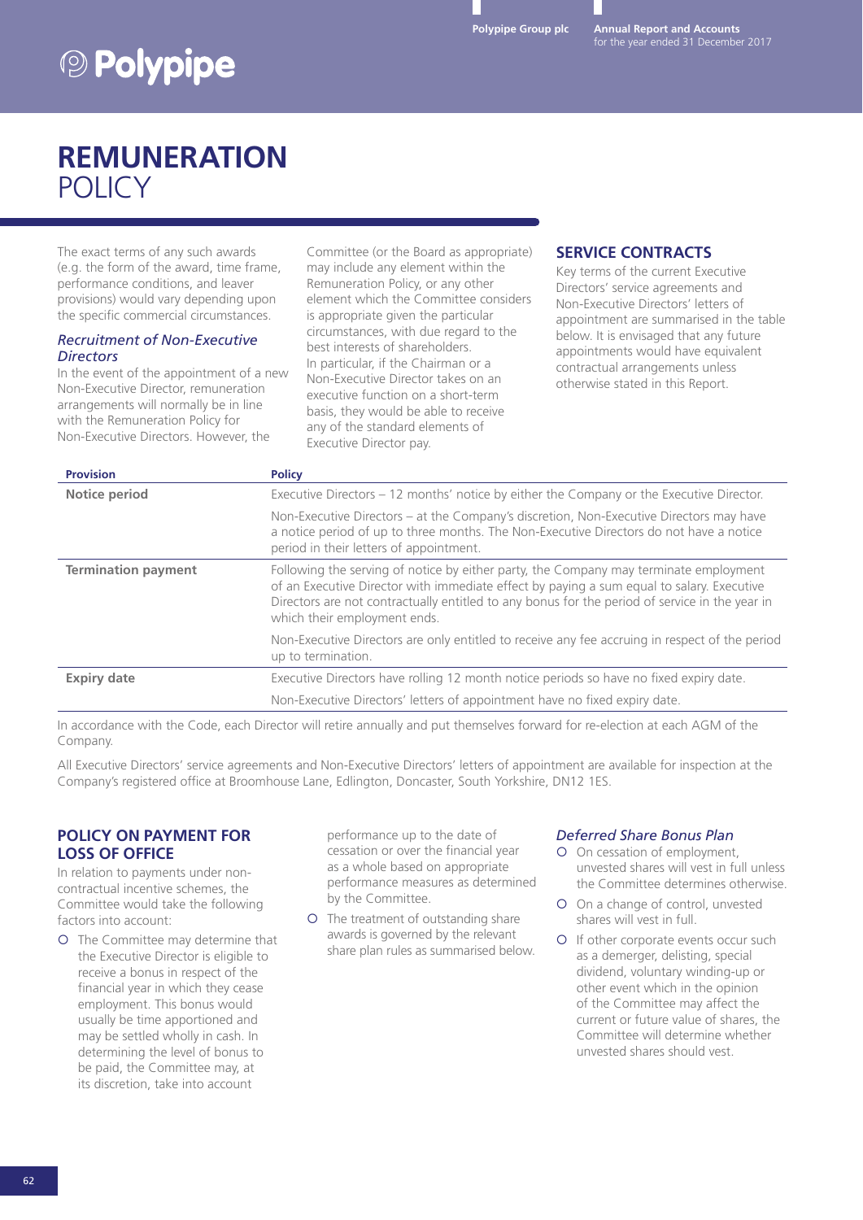# REMUNERATION POLICY

The exact terms of any such awards (e.g. the form of the award, time frame, performance conditions, and leaver provisions) would vary depending upon the specific commercial circumstances.

### *Recruitment of Non-Executive Directors*

In the event of the appointment of a new Non-Executive Director, remuneration arrangements will normally be in line with the Remuneration Policy for Non-Executive Directors. However, the Committee (or the Board as appropriate) may include any element within the Remuneration Policy, or any other element which the Committee considers is appropriate given the particular circumstances, with due regard to the best interests of shareholders. In particular, if the Chairman or a Non-Executive Director takes on an executive function on a short-term basis, they would be able to receive any of the standard elements of Executive Director pay.

## SERVICE CONTRACTS

Key terms of the current Executive Directors' service agreements and Non-Executive Directors' letters of appointment are summarised in the table below. It is envisaged that any future appointments would have equivalent contractual arrangements unless otherwise stated in this Report.

| Provision | Policy |
|---|---|
| **Notice period** | Executive Directors – 12 months' notice by either the Company or the Executive Director. |
| | Non-Executive Directors – at the Company's discretion, Non-Executive Directors may have a notice period of up to three months. The Non-Executive Directors do not have a notice period in their letters of appointment. |
| **Termination payment** | Following the serving of notice by either party, the Company may terminate employment of an Executive Director with immediate effect by paying a sum equal to salary. Executive Directors are not contractually entitled to any bonus for the period of service in the year in which their employment ends. |
| | Non-Executive Directors are only entitled to receive any fee accruing in respect of the period up to termination. |
| **Expiry date** | Executive Directors have rolling 12 month notice periods so have no fixed expiry date. |
| | Non-Executive Directors' letters of appointment have no fixed expiry date. |

In accordance with the Code, each Director will retire annually and put themselves forward for re-election at each AGM of the Company.

All Executive Directors' service agreements and Non-Executive Directors' letters of appointment are available for inspection at the Company's registered office at Broomhouse Lane, Edlington, Doncaster, South Yorkshire, DN12 1ES.

## POLICY ON PAYMENT FOR LOSS OF OFFICE

In relation to payments under non-contractual incentive schemes, the Committee would take the following factors into account:

- The Committee may determine that the Executive Director is eligible to receive a bonus in respect of the financial year in which they cease employment. This bonus would usually be time apportioned and may be settled wholly in cash. In determining the level of bonus to be paid, the Committee may, at its discretion, take into account performance up to the date of cessation or over the financial year as a whole based on appropriate performance measures as determined by the Committee.
- The treatment of outstanding share awards is governed by the relevant share plan rules as summarised below.

### *Deferred Share Bonus Plan*

- On cessation of employment, unvested shares will vest in full unless the Committee determines otherwise.
- On a change of control, unvested shares will vest in full.
- If other corporate events occur such as a demerger, delisting, special dividend, voluntary winding-up or other event which in the opinion of the Committee may affect the current or future value of shares, the Committee will determine whether unvested shares should vest.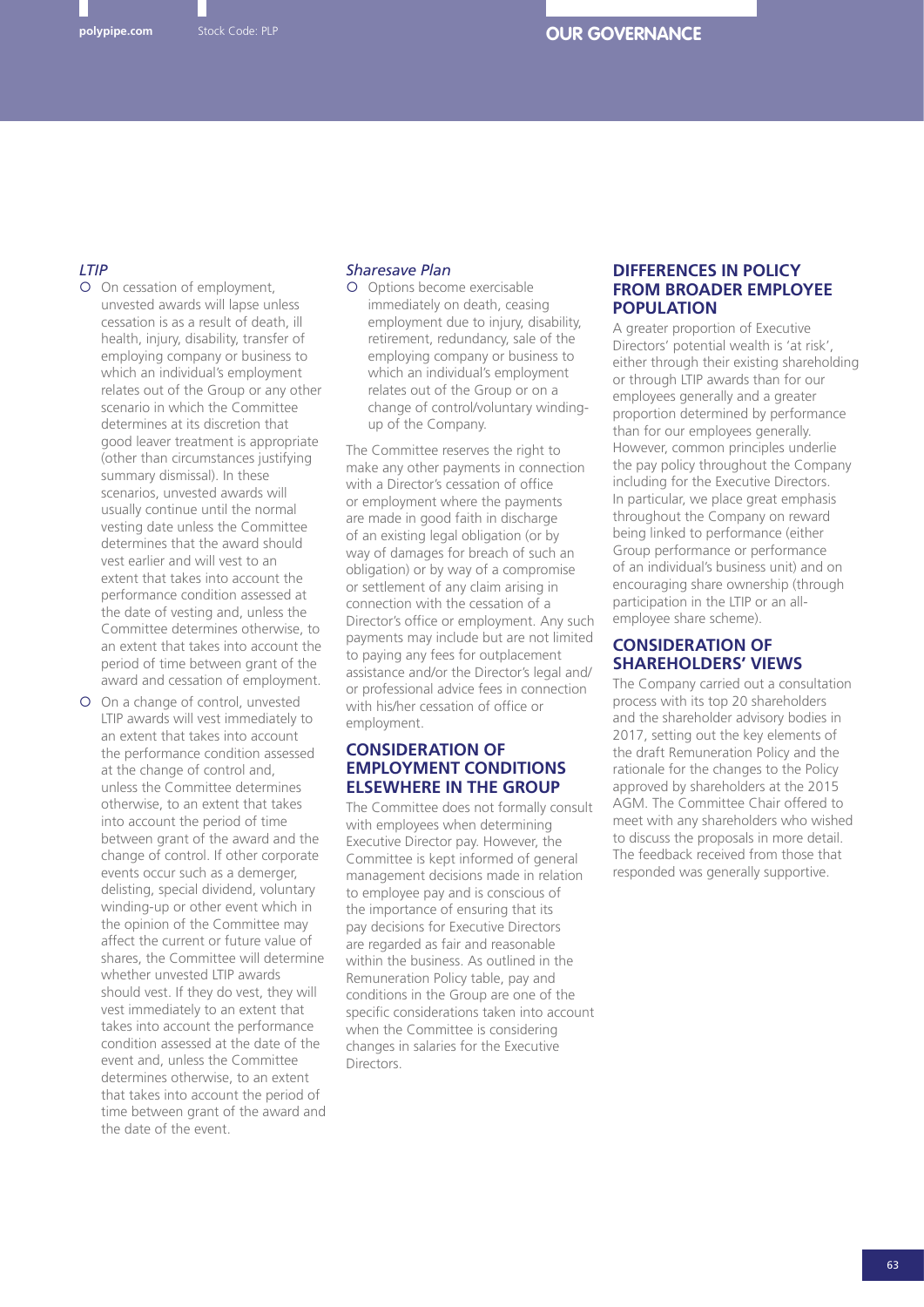*LTIP*

- On cessation of employment, unvested awards will lapse unless cessation is as a result of death, ill health, injury, disability, transfer of employing company or business to which an individual's employment relates out of the Group or any other scenario in which the Committee determines at its discretion that good leaver treatment is appropriate (other than circumstances justifying summary dismissal). In these scenarios, unvested awards will usually continue until the normal vesting date unless the Committee determines that the award should vest earlier and will vest to an extent that takes into account the performance condition assessed at the date of vesting and, unless the Committee determines otherwise, to an extent that takes into account the period of time between grant of the award and cessation of employment.
- On a change of control, unvested LTIP awards will vest immediately to an extent that takes into account the performance condition assessed at the change of control and, unless the Committee determines otherwise, to an extent that takes into account the period of time between grant of the award and the change of control. If other corporate events occur such as a demerger, delisting, special dividend, voluntary winding-up or other event which in the opinion of the Committee may affect the current or future value of shares, the Committee will determine whether unvested LTIP awards should vest. If they do vest, they will vest immediately to an extent that takes into account the performance condition assessed at the date of the event and, unless the Committee determines otherwise, to an extent that takes into account the period of time between grant of the award and the date of the event.

*Sharesave Plan*

- Options become exercisable immediately on death, ceasing employment due to injury, disability, retirement, redundancy, sale of the employing company or business to which an individual's employment relates out of the Group or on a change of control/voluntary winding-up of the Company.

The Committee reserves the right to make any other payments in connection with a Director's cessation of office or employment where the payments are made in good faith in discharge of an existing legal obligation (or by way of damages for breach of such an obligation) or by way of a compromise or settlement of any claim arising in connection with the cessation of a Director's office or employment. Any such payments may include but are not limited to paying any fees for outplacement assistance and/or the Director's legal and/or professional advice fees in connection with his/her cessation of office or employment.

## CONSIDERATION OF EMPLOYMENT CONDITIONS ELSEWHERE IN THE GROUP

The Committee does not formally consult with employees when determining Executive Director pay. However, the Committee is kept informed of general management decisions made in relation to employee pay and is conscious of the importance of ensuring that its pay decisions for Executive Directors are regarded as fair and reasonable within the business. As outlined in the Remuneration Policy table, pay and conditions in the Group are one of the specific considerations taken into account when the Committee is considering changes in salaries for the Executive Directors.

## DIFFERENCES IN POLICY FROM BROADER EMPLOYEE POPULATION

A greater proportion of Executive Directors' potential wealth is 'at risk', either through their existing shareholding or through LTIP awards than for our employees generally and a greater proportion determined by performance than for our employees generally. However, common principles underlie the pay policy throughout the Company including for the Executive Directors. In particular, we place great emphasis throughout the Company on reward being linked to performance (either Group performance or performance of an individual's business unit) and on encouraging share ownership (through participation in the LTIP or an all-employee share scheme).

## CONSIDERATION OF SHAREHOLDERS' VIEWS

The Company carried out a consultation process with its top 20 shareholders and the shareholder advisory bodies in 2017, setting out the key elements of the draft Remuneration Policy and the rationale for the changes to the Policy approved by shareholders at the 2015 AGM. The Committee Chair offered to meet with any shareholders who wished to discuss the proposals in more detail. The feedback received from those that responded was generally supportive.